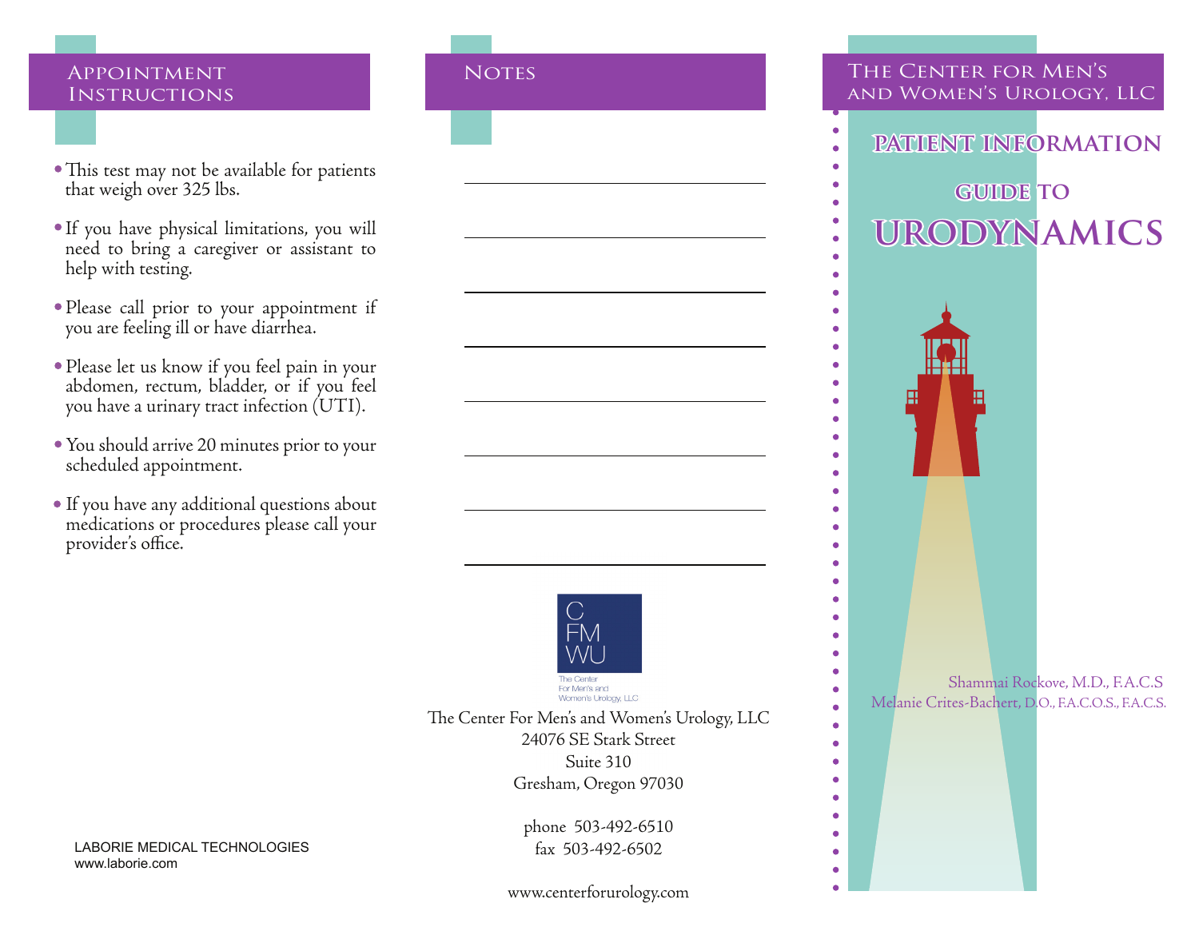## Appointment Instructions

- This test may not be available for patients that weigh over 325 lbs.
- If you have physical limitations, you will need to bring a caregiver or assistant to help with testing.
- Please call prior to your appointment if you are feeling ill or have diarrhea.
- Please let us know if you feel pain in your abdomen, rectum, bladder, or if you feel you have a urinary tract infection (UTI).
- You should arrive 20 minutes prior to your scheduled appointment.
- If you have any additional questions about medications or procedures please call your provider's office.

LABORIE MEDICAL TECHNOLOGIES
www.laborie.com

## Notes

C
FM
WU

The Center
For Men's and
Women's Urology, LLC

The Center For Men's and Women's Urology, LLC
24076 SE Stark Street
Suite 310
Gresham, Oregon 97030

phone 503-492-6510
fax 503-492-6502

www.centerforurology.com

## The Center for Men's and Women's Urology, LLC

# Patient Information Guide to Urodynamics

Shammai Rockove, M.D., F.A.C.S
Melanie Crites-Bachert, D.O., F.A.C.O.S., F.A.C.S.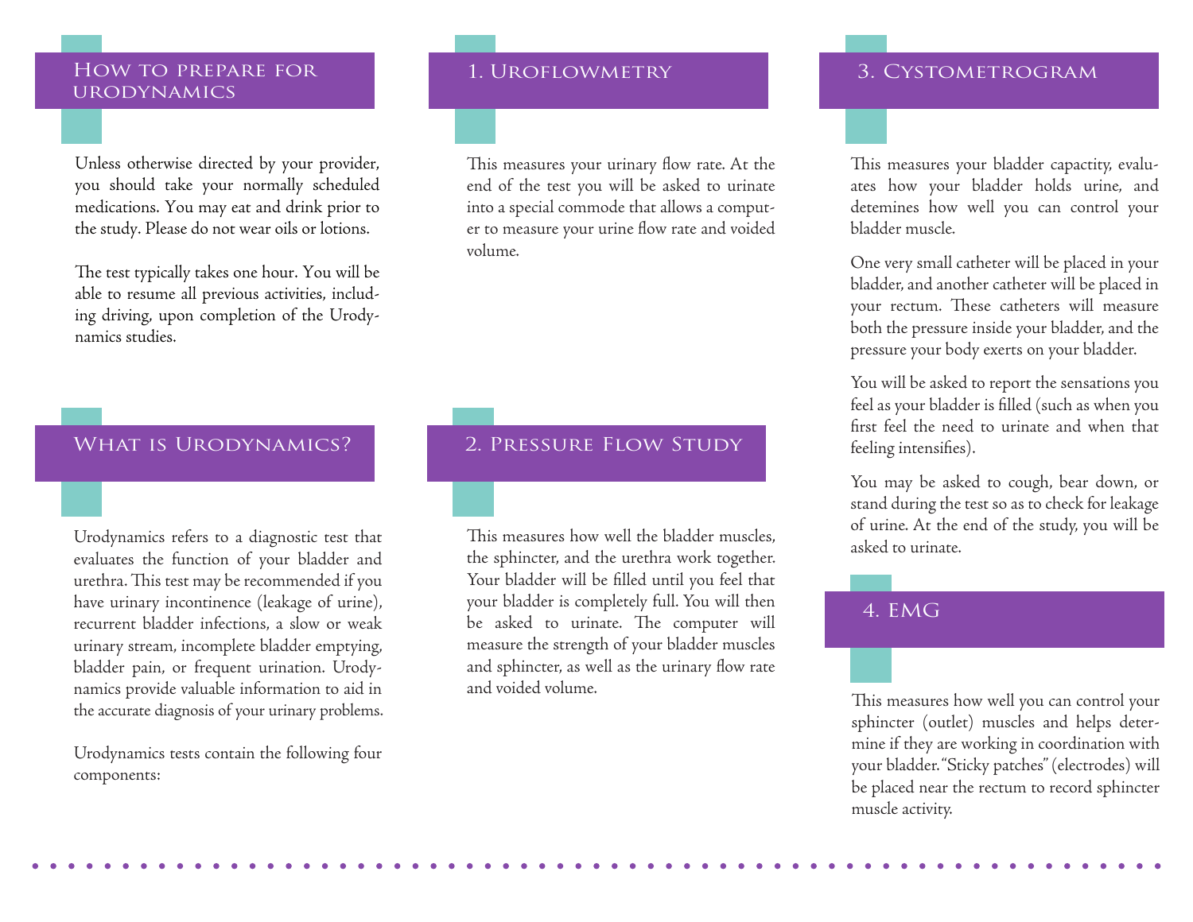## How to prepare for urodynamics

Unless otherwise directed by your provider, you should take your normally scheduled medications. You may eat and drink prior to the study. Please do not wear oils or lotions.

The test typically takes one hour. You will be able to resume all previous activities, including driving, upon completion of the Urodynamics studies.

## What is Urodynamics?

Urodynamics refers to a diagnostic test that evaluates the function of your bladder and urethra. This test may be recommended if you have urinary incontinence (leakage of urine), recurrent bladder infections, a slow or weak urinary stream, incomplete bladder emptying, bladder pain, or frequent urination. Urodynamics provide valuable information to aid in the accurate diagnosis of your urinary problems.

Urodynamics tests contain the following four components:

## 1. Uroflowmetry

This measures your urinary flow rate. At the end of the test you will be asked to urinate into a special commode that allows a computer to measure your urine flow rate and voided volume.

## 2. Pressure Flow Study

This measures how well the bladder muscles, the sphincter, and the urethra work together. Your bladder will be filled until you feel that your bladder is completely full. You will then be asked to urinate. The computer will measure the strength of your bladder muscles and sphincter, as well as the urinary flow rate and voided volume.

## 3. Cystometrogram

This measures your bladder capactity, evaluates how your bladder holds urine, and detemines how well you can control your bladder muscle.

One very small catheter will be placed in your bladder, and another catheter will be placed in your rectum. These catheters will measure both the pressure inside your bladder, and the pressure your body exerts on your bladder.

You will be asked to report the sensations you feel as your bladder is filled (such as when you first feel the need to urinate and when that feeling intensifies).

You may be asked to cough, bear down, or stand during the test so as to check for leakage of urine. At the end of the study, you will be asked to urinate.

## 4. EMG

This measures how well you can control your sphincter (outlet) muscles and helps determine if they are working in coordination with your bladder. "Sticky patches" (electrodes) will be placed near the rectum to record sphincter muscle activity.